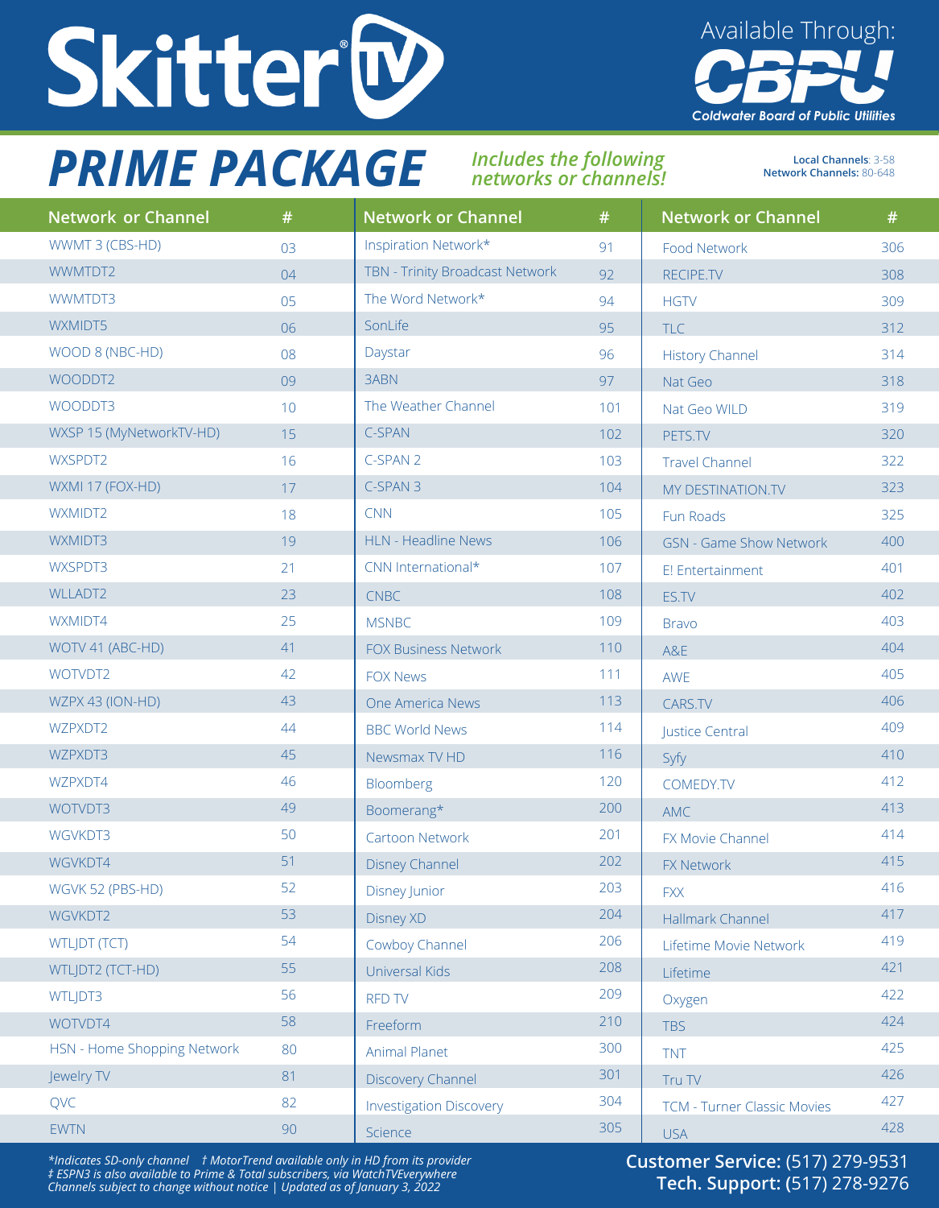# SkitterTV

Available Through: **CBPU** Coldwater Board of Public Utilities

## PRIME PACKAGE

*Includes the following networks or channels!*

**Local Channels**: 3-58
**Network Channels:** 80-648

| Network or Channel | # | Network or Channel | # | Network or Channel | # |
|---|---|---|---|---|---|
| WWMT 3 (CBS-HD) | 03 | Inspiration Network* | 91 | Food Network | 306 |
| WWMTDT2 | 04 | TBN - Trinity Broadcast Network | 92 | RECIPE.TV | 308 |
| WWMTDT3 | 05 | The Word Network* | 94 | HGTV | 309 |
| WXMIDT5 | 06 | SonLife | 95 | TLC | 312 |
| WOOD 8 (NBC-HD) | 08 | Daystar | 96 | History Channel | 314 |
| WOODDT2 | 09 | 3ABN | 97 | Nat Geo | 318 |
| WOODDT3 | 10 | The Weather Channel | 101 | Nat Geo WILD | 319 |
| WXSP 15 (MyNetworkTV-HD) | 15 | C-SPAN | 102 | PETS.TV | 320 |
| WXSPDT2 | 16 | C-SPAN 2 | 103 | Travel Channel | 322 |
| WXMI 17 (FOX-HD) | 17 | C-SPAN 3 | 104 | MY DESTINATION.TV | 323 |
| WXMIDT2 | 18 | CNN | 105 | Fun Roads | 325 |
| WXMIDT3 | 19 | HLN - Headline News | 106 | GSN - Game Show Network | 400 |
| WXSPDT3 | 21 | CNN International* | 107 | E! Entertainment | 401 |
| WLLADT2 | 23 | CNBC | 108 | ES.TV | 402 |
| WXMIDT4 | 25 | MSNBC | 109 | Bravo | 403 |
| WOTV 41 (ABC-HD) | 41 | FOX Business Network | 110 | A&E | 404 |
| WOTVDT2 | 42 | FOX News | 111 | AWE | 405 |
| WZPX 43 (ION-HD) | 43 | One America News | 113 | CARS.TV | 406 |
| WZPXDT2 | 44 | BBC World News | 114 | Justice Central | 409 |
| WZPXDT3 | 45 | Newsmax TV HD | 116 | Syfy | 410 |
| WZPXDT4 | 46 | Bloomberg | 120 | COMEDY.TV | 412 |
| WOTVDT3 | 49 | Boomerang* | 200 | AMC | 413 |
| WGVKDT3 | 50 | Cartoon Network | 201 | FX Movie Channel | 414 |
| WGVKDT4 | 51 | Disney Channel | 202 | FX Network | 415 |
| WGVK 52 (PBS-HD) | 52 | Disney Junior | 203 | FXX | 416 |
| WGVKDT2 | 53 | Disney XD | 204 | Hallmark Channel | 417 |
| WTLJDT (TCT) | 54 | Cowboy Channel | 206 | Lifetime Movie Network | 419 |
| WTLJDT2 (TCT-HD) | 55 | Universal Kids | 208 | Lifetime | 421 |
| WTLJDT3 | 56 | RFD TV | 209 | Oxygen | 422 |
| WOTVDT4 | 58 | Freeform | 210 | TBS | 424 |
| HSN - Home Shopping Network | 80 | Animal Planet | 300 | TNT | 425 |
| Jewelry TV | 81 | Discovery Channel | 301 | Tru TV | 426 |
| QVC | 82 | Investigation Discovery | 304 | TCM - Turner Classic Movies | 427 |
| EWTN | 90 | Science | 305 | USA | 428 |

*\*Indicates SD-only channel † MotorTrend available only in HD from its provider*
*‡ ESPN3 is also available to Prime & Total subscribers, via WatchTVEverywhere*
*Channels subject to change without notice | Updated as of January 3, 2022*

**Customer Service:** (517) 279-9531
**Tech. Support:** (517) 278-9276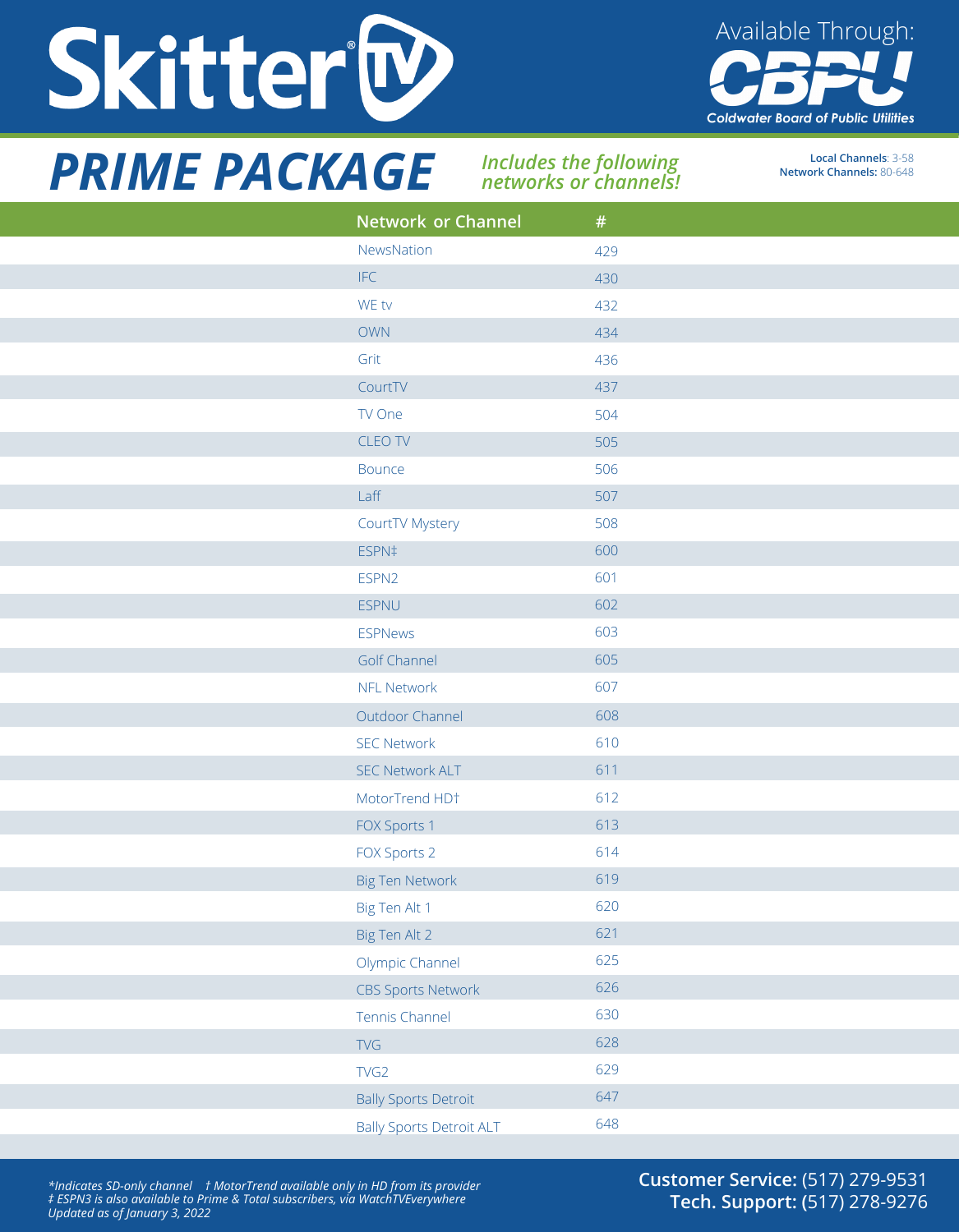# SkitterTV

Available Through: CBPU Coldwater Board of Public Utilities

## PRIME PACKAGE

*Includes the following networks or channels!*

**Local Channels**: 3-58
**Network Channels:** 80-648

| Network or Channel | # |
|---|---|
| NewsNation | 429 |
| IFC | 430 |
| WE tv | 432 |
| OWN | 434 |
| Grit | 436 |
| CourtTV | 437 |
| TV One | 504 |
| CLEO TV | 505 |
| Bounce | 506 |
| Laff | 507 |
| CourtTV Mystery | 508 |
| ESPN‡ | 600 |
| ESPN2 | 601 |
| ESPNU | 602 |
| ESPNews | 603 |
| Golf Channel | 605 |
| NFL Network | 607 |
| Outdoor Channel | 608 |
| SEC Network | 610 |
| SEC Network ALT | 611 |
| MotorTrend HD† | 612 |
| FOX Sports 1 | 613 |
| FOX Sports 2 | 614 |
| Big Ten Network | 619 |
| Big Ten Alt 1 | 620 |
| Big Ten Alt 2 | 621 |
| Olympic Channel | 625 |
| CBS Sports Network | 626 |
| Tennis Channel | 630 |
| TVG | 628 |
| TVG2 | 629 |
| Bally Sports Detroit | 647 |
| Bally Sports Detroit ALT | 648 |

*\*Indicates SD-only channel † MotorTrend available only in HD from its provider*
*‡ ESPN3 is also available to Prime & Total subscribers, via WatchTVEverywhere*
*Updated as of January 3, 2022*

**Customer Service:** (517) 279-9531
**Tech. Support:** (517) 278-9276